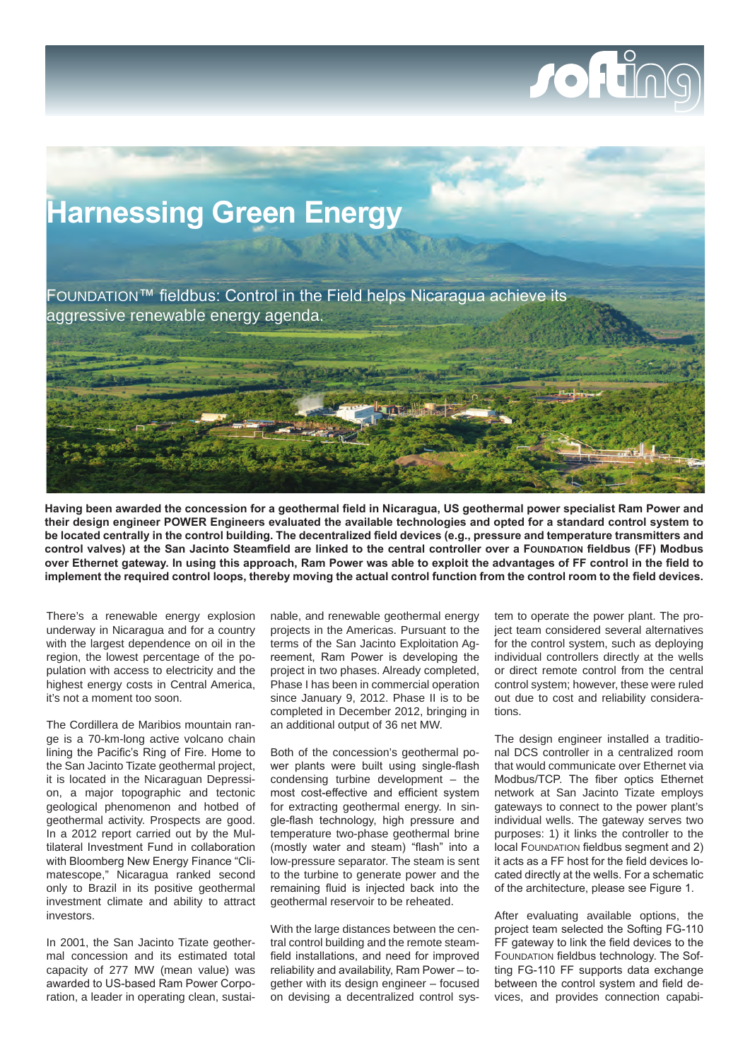# Harnessing Green Energy

FOUNDATION™ fieldbus: Control in the Field helps Nicaragua achieve its aggressive renewable energy agenda.

**Having been awarded the concession for a geothermal field in Nicaragua, US geothermal power specialist Ram Power and their design engineer POWER Engineers evaluated the available technologies and opted for a standard control system to be located centrally in the control building. The decentralized field devices (e.g., pressure and temperature transmitters and control valves) at the San Jacinto Steamfield are linked to the central controller over a FOUNDATION fieldbus (FF) Modbus over Ethernet gateway. In using this approach, Ram Power was able to exploit the advantages of FF control in the field to implement the required control loops, thereby moving the actual control function from the control room to the field devices.**

There's a renewable energy explosion underway in Nicaragua and for a country with the largest dependence on oil in the region, the lowest percentage of the population with access to electricity and the highest energy costs in Central America, it's not a moment too soon.

The Cordillera de Maribios mountain range is a 70-km-long active volcano chain lining the Pacific's Ring of Fire. Home to the San Jacinto Tizate geothermal project, it is located in the Nicaraguan Depression, a major topographic and tectonic geological phenomenon and hotbed of geothermal activity. Prospects are good. In a 2012 report carried out by the Multilateral Investment Fund in collaboration with Bloomberg New Energy Finance "Climatescope," Nicaragua ranked second only to Brazil in its positive geothermal investment climate and ability to attract investors.

In 2001, the San Jacinto Tizate geothermal concession and its estimated total capacity of 277 MW (mean value) was awarded to US-based Ram Power Corporation, a leader in operating clean, sustainable, and renewable geothermal energy projects in the Americas. Pursuant to the terms of the San Jacinto Exploitation Agreement, Ram Power is developing the project in two phases. Already completed, Phase I has been in commercial operation since January 9, 2012. Phase II is to be completed in December 2012, bringing in an additional output of 36 net MW.

Both of the concession's geothermal power plants were built using single-flash condensing turbine development – the most cost-effective and efficient system for extracting geothermal energy. In single-flash technology, high pressure and temperature two-phase geothermal brine (mostly water and steam) "flash" into a low-pressure separator. The steam is sent to the turbine to generate power and the remaining fluid is injected back into the geothermal reservoir to be reheated.

With the large distances between the central control building and the remote steamfield installations, and need for improved reliability and availability, Ram Power – together with its design engineer – focused on devising a decentralized control system to operate the power plant. The project team considered several alternatives for the control system, such as deploying individual controllers directly at the wells or direct remote control from the central control system; however, these were ruled out due to cost and reliability considerations.

The design engineer installed a traditional DCS controller in a centralized room that would communicate over Ethernet via Modbus/TCP. The fiber optics Ethernet network at San Jacinto Tizate employs gateways to connect to the power plant's individual wells. The gateway serves two purposes: 1) it links the controller to the local FOUNDATION fieldbus segment and 2) it acts as a FF host for the field devices located directly at the wells. For a schematic of the architecture, please see Figure 1.

After evaluating available options, the project team selected the Softing FG-110 FF gateway to link the field devices to the FOUNDATION fieldbus technology. The Softing FG-110 FF supports data exchange between the control system and field devices, and provides connection capabi-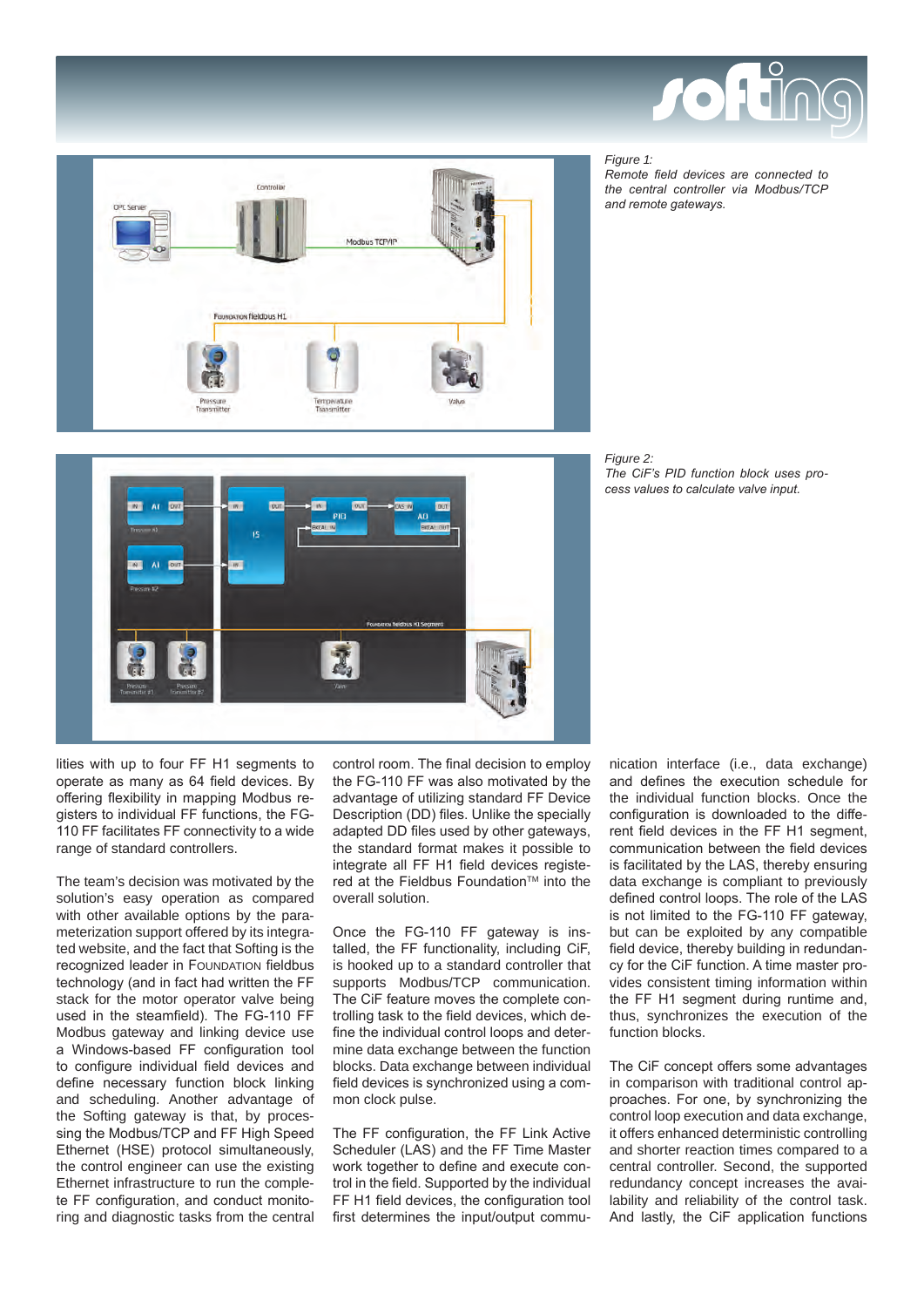*Figure 1:*
*Remote field devices are connected to the central controller via Modbus/TCP and remote gateways.*

*Figure 2:*
*The CiF's PID function block uses process values to calculate valve input.*

lities with up to four FF H1 segments to operate as many as 64 field devices. By offering flexibility in mapping Modbus registers to individual FF functions, the FG-110 FF facilitates FF connectivity to a wide range of standard controllers.

The team's decision was motivated by the solution's easy operation as compared with other available options by the parameterization support offered by its integrated website, and the fact that Softing is the recognized leader in FOUNDATION fieldbus technology (and in fact had written the FF stack for the motor operator valve being used in the steamfield). The FG-110 FF Modbus gateway and linking device use a Windows-based FF configuration tool to configure individual field devices and define necessary function block linking and scheduling. Another advantage of the Softing gateway is that, by processing the Modbus/TCP and FF High Speed Ethernet (HSE) protocol simultaneously, the control engineer can use the existing Ethernet infrastructure to run the complete FF configuration, and conduct monitoring and diagnostic tasks from the central control room. The final decision to employ the FG-110 FF was also motivated by the advantage of utilizing standard FF Device Description (DD) files. Unlike the specially adapted DD files used by other gateways, the standard format makes it possible to integrate all FF H1 field devices registered at the Fieldbus Foundation™ into the overall solution.

Once the FG-110 FF gateway is installed, the FF functionality, including CiF, is hooked up to a standard controller that supports Modbus/TCP communication. The CiF feature moves the complete controlling task to the field devices, which define the individual control loops and determine data exchange between the function blocks. Data exchange between individual field devices is synchronized using a common clock pulse.

The FF configuration, the FF Link Active Scheduler (LAS) and the FF Time Master work together to define and execute control in the field. Supported by the individual FF H1 field devices, the configuration tool first determines the input/output communication interface (i.e., data exchange) and defines the execution schedule for the individual function blocks. Once the configuration is downloaded to the different field devices in the FF H1 segment, communication between the field devices is facilitated by the LAS, thereby ensuring data exchange is compliant to previously defined control loops. The role of the LAS is not limited to the FG-110 FF gateway, but can be exploited by any compatible field device, thereby building in redundancy for the CiF function. A time master provides consistent timing information within the FF H1 segment during runtime and, thus, synchronizes the execution of the function blocks.

The CiF concept offers some advantages in comparison with traditional control approaches. For one, by synchronizing the control loop execution and data exchange, it offers enhanced deterministic controlling and shorter reaction times compared to a central controller. Second, the supported redundancy concept increases the availability and reliability of the control task. And lastly, the CiF application functions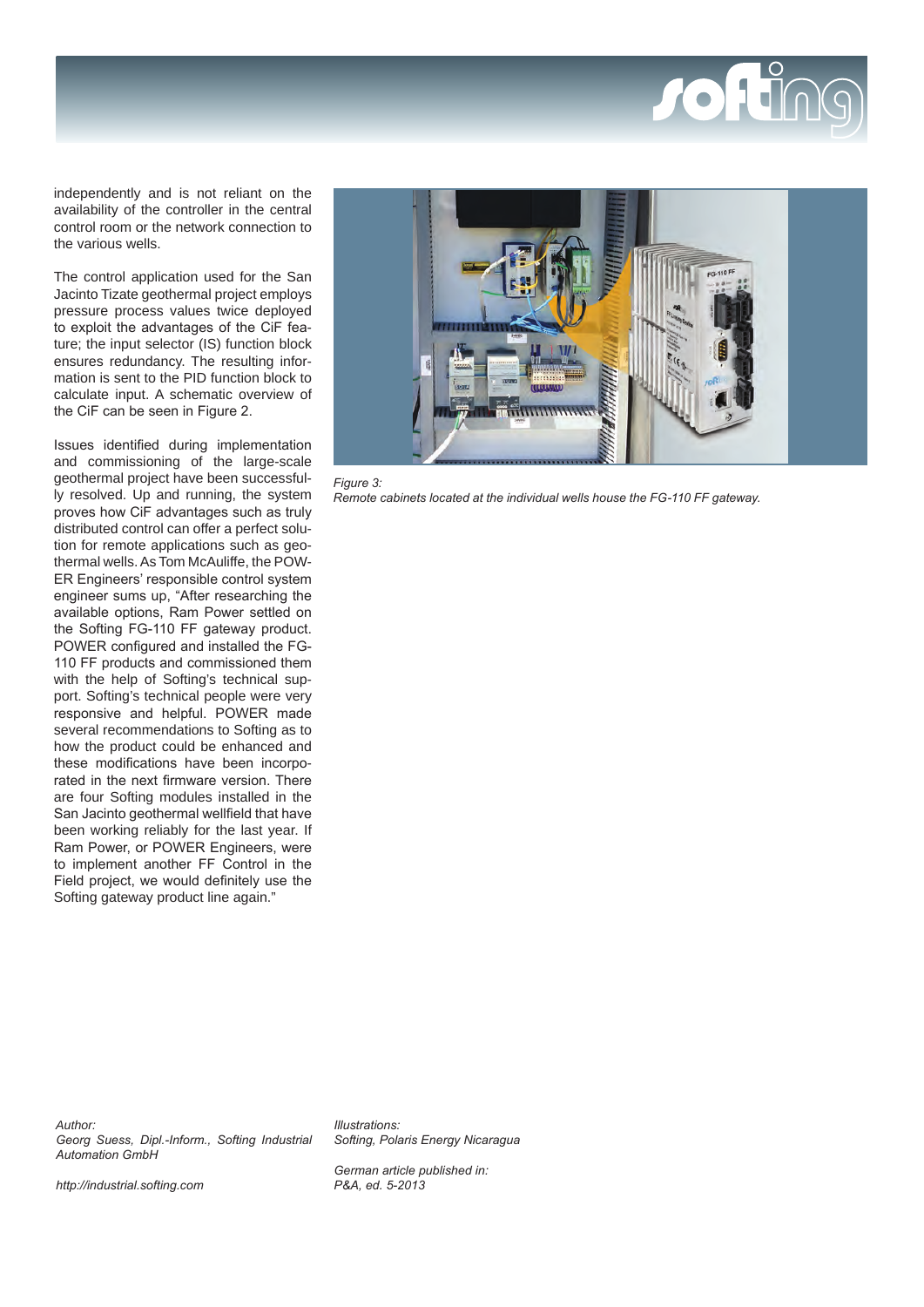independently and is not reliant on the availability of the controller in the central control room or the network connection to the various wells.

The control application used for the San Jacinto Tizate geothermal project employs pressure process values twice deployed to exploit the advantages of the CiF feature; the input selector (IS) function block ensures redundancy. The resulting information is sent to the PID function block to calculate input. A schematic overview of the CiF can be seen in Figure 2.

Issues identified during implementation and commissioning of the large-scale geothermal project have been successfully resolved. Up and running, the system proves how CiF advantages such as truly distributed control can offer a perfect solution for remote applications such as geothermal wells. As Tom McAuliffe, the POWER Engineers' responsible control system engineer sums up, "After researching the available options, Ram Power settled on the Softing FG-110 FF gateway product. POWER configured and installed the FG-110 FF products and commissioned them with the help of Softing's technical support. Softing's technical people were very responsive and helpful. POWER made several recommendations to Softing as to how the product could be enhanced and these modifications have been incorporated in the next firmware version. There are four Softing modules installed in the San Jacinto geothermal wellfield that have been working reliably for the last year. If Ram Power, or POWER Engineers, were to implement another FF Control in the Field project, we would definitely use the Softing gateway product line again."

*Figure 3:*
*Remote cabinets located at the individual wells house the FG-110 FF gateway.*

*Author:*
*Georg Suess, Dipl.-Inform., Softing Industrial Automation GmbH*

*http://industrial.softing.com*

*Illustrations:*
*Softing, Polaris Energy Nicaragua*

*German article published in:*
*P&A, ed. 5-2013*